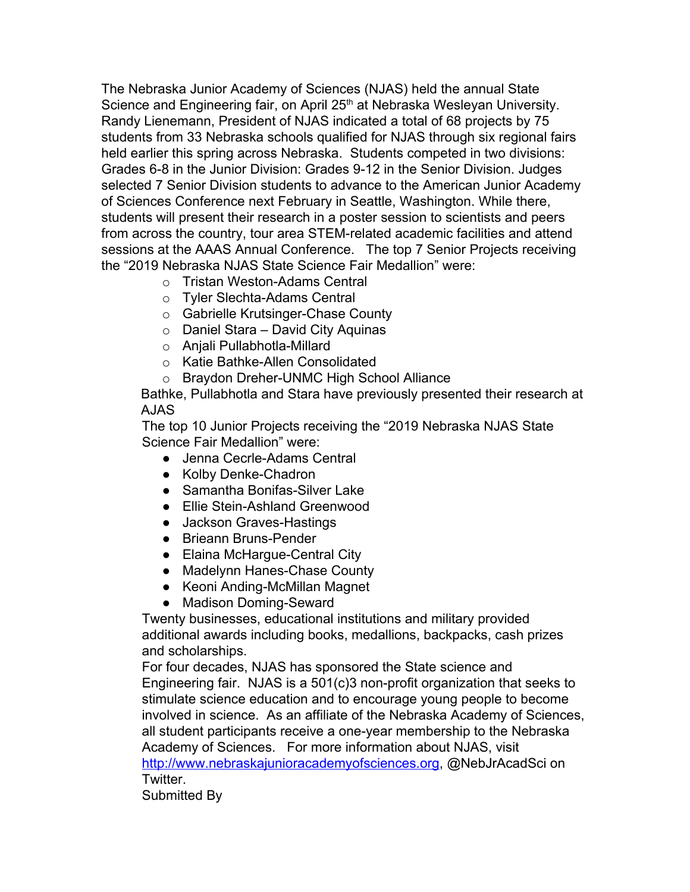The Nebraska Junior Academy of Sciences (NJAS) held the annual State Science and Engineering fair, on April 25th at Nebraska Wesleyan University. Randy Lienemann, President of NJAS indicated a total of 68 projects by 75 students from 33 Nebraska schools qualified for NJAS through six regional fairs held earlier this spring across Nebraska. Students competed in two divisions: Grades 6-8 in the Junior Division: Grades 9-12 in the Senior Division. Judges selected 7 Senior Division students to advance to the American Junior Academy of Sciences Conference next February in Seattle, Washington. While there, students will present their research in a poster session to scientists and peers from across the country, tour area STEM-related academic facilities and attend sessions at the AAAS Annual Conference. The top 7 Senior Projects receiving the "2019 Nebraska NJAS State Science Fair Medallion" were:

- Tristan Weston-Adams Central
- Tyler Slechta-Adams Central
- Gabrielle Krutsinger-Chase County
- Daniel Stara – David City Aquinas
- Anjali Pullabhotla-Millard
- Katie Bathke-Allen Consolidated
- Braydon Dreher-UNMC High School Alliance

Bathke, Pullabhotla and Stara have previously presented their research at AJAS

The top 10 Junior Projects receiving the "2019 Nebraska NJAS State Science Fair Medallion" were:

- Jenna Cecrle-Adams Central
- Kolby Denke-Chadron
- Samantha Bonifas-Silver Lake
- Ellie Stein-Ashland Greenwood
- Jackson Graves-Hastings
- Brieann Bruns-Pender
- Elaina McHargue-Central City
- Madelynn Hanes-Chase County
- Keoni Anding-McMillan Magnet
- Madison Doming-Seward

Twenty businesses, educational institutions and military provided additional awards including books, medallions, backpacks, cash prizes and scholarships.

For four decades, NJAS has sponsored the State science and Engineering fair. NJAS is a 501(c)3 non-profit organization that seeks to stimulate science education and to encourage young people to become involved in science. As an affiliate of the Nebraska Academy of Sciences, all student participants receive a one-year membership to the Nebraska Academy of Sciences. For more information about NJAS, visit http://www.nebraskajunioracademyofsciences.org, @NebJrAcadSci on Twitter.

Submitted By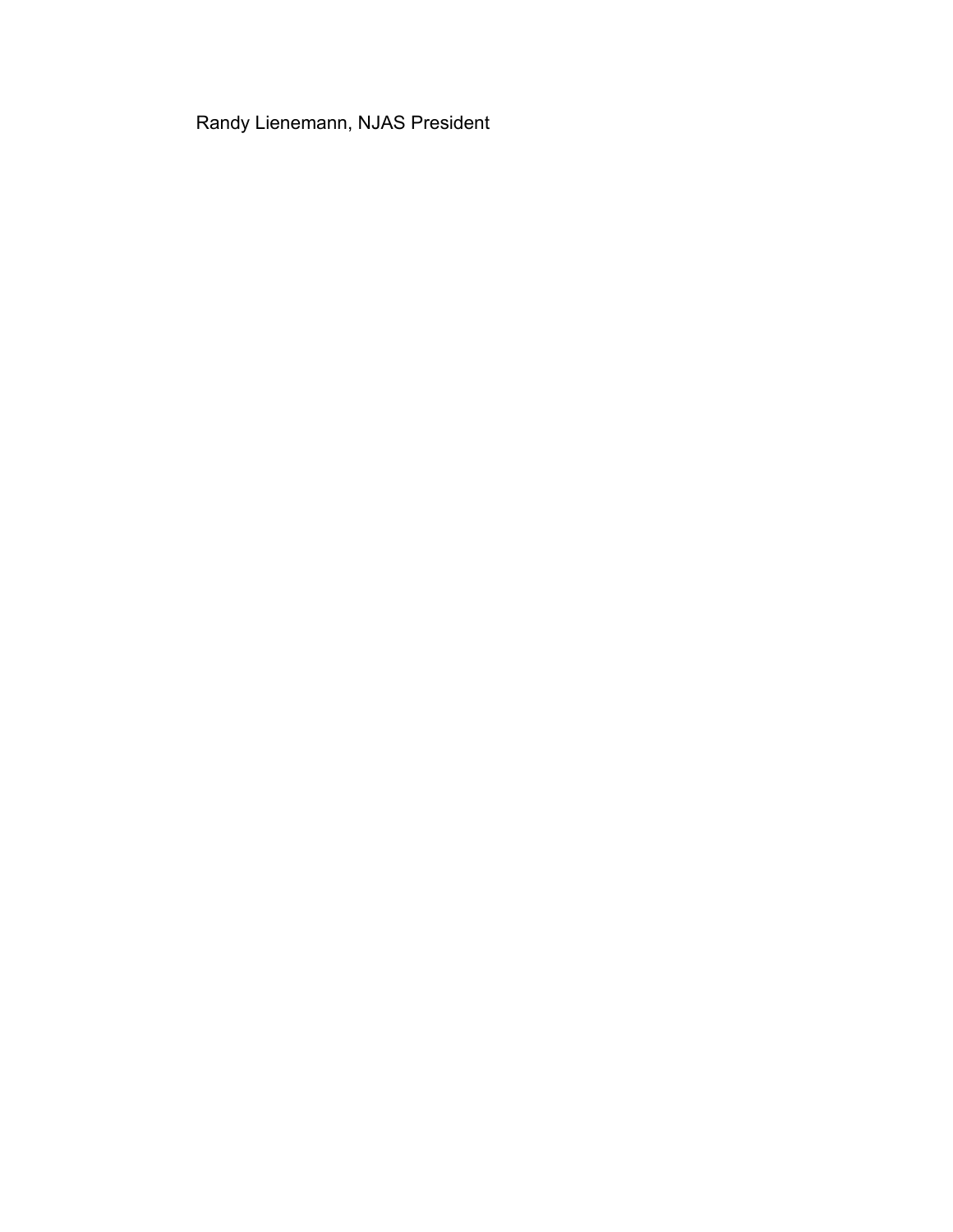Randy Lienemann, NJAS President